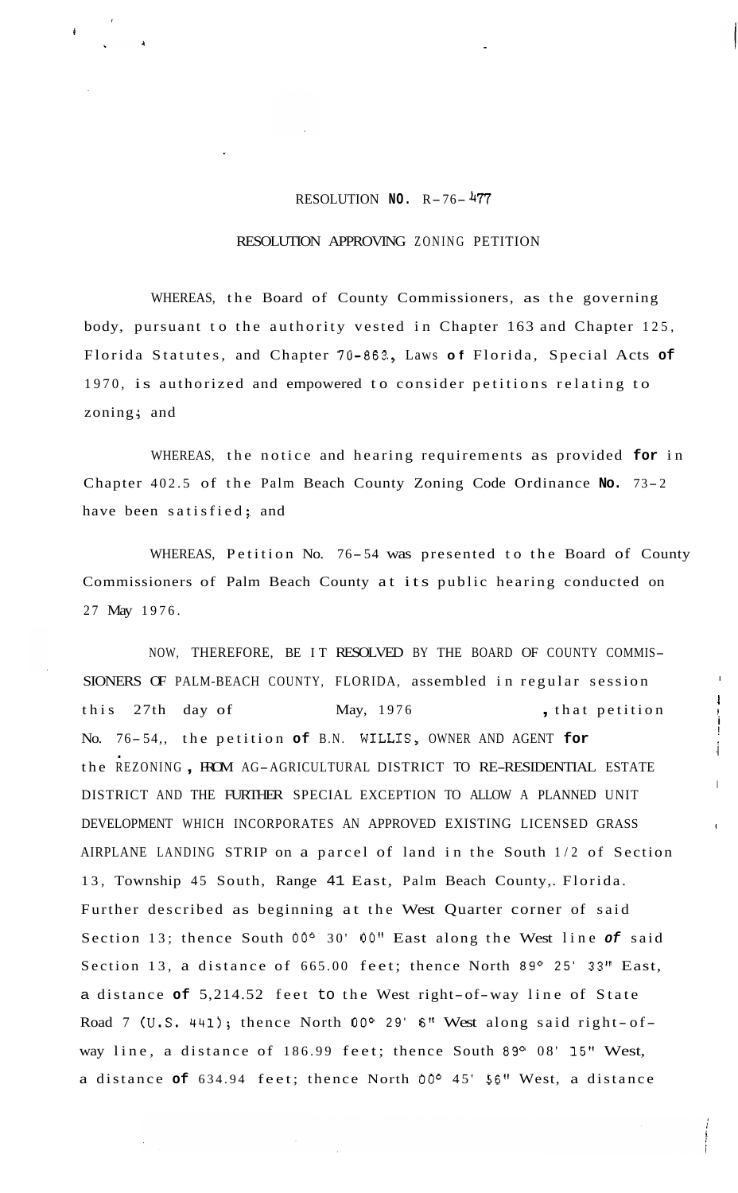RESOLUTION NO. R-76-477

RESOLUTION APPROVING ZONING PETITION

WHEREAS, the Board of County Commissioners, as the governing body, pursuant to the authority vested in Chapter 163 and Chapter 125, Florida Statutes, and Chapter 70-863, Laws of Florida, Special Acts of 1970, is authorized and empowered to consider petitions relating to zoning; and

WHEREAS, the notice and hearing requirements as provided for in Chapter 402.5 of the Palm Beach County Zoning Code Ordinance No. 73-2 have been satisfied; and

WHEREAS, Petition No. 76-54 was presented to the Board of County Commissioners of Palm Beach County at its public hearing conducted on 27 May 1976.

NOW, THEREFORE, BE IT RESOLVED BY THE BOARD OF COUNTY COMMISSIONERS OF PALM-BEACH COUNTY, FLORIDA, assembled in regular session this 27th day of May, 1976, that petition No. 76-54,, the petition of B.N. WILLIS, OWNER AND AGENT for the REZONING, FROM AG-AGRICULTURAL DISTRICT TO RE-RESIDENTIAL ESTATE DISTRICT AND THE FURTHER SPECIAL EXCEPTION TO ALLOW A PLANNED UNIT DEVELOPMENT WHICH INCORPORATES AN APPROVED EXISTING LICENSED GRASS AIRPLANE LANDING STRIP on a parcel of land in the South 1/2 of Section 13, Township 45 South, Range 41 East, Palm Beach County,. Florida. Further described as beginning at the West Quarter corner of said Section 13; thence South 00° 30' 00" East along the West line of said Section 13, a distance of 665.00 feet; thence North 89° 25' 33" East, a distance of 5,214.52 feet to the West right-of-way line of State Road 7 (U.S. 441); thence North 00° 29' 6" West along said right-of-way line, a distance of 186.99 feet; thence South 89° 08' 15" West, a distance of 634.94 feet; thence North 00° 45' 56" West, a distance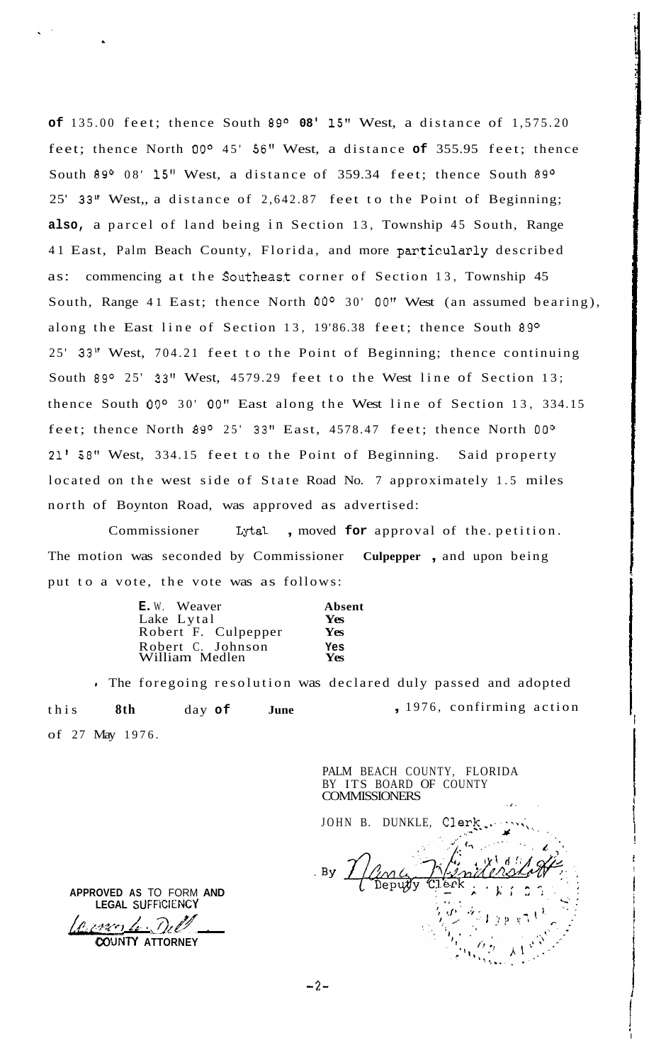of 135.00 feet; thence South 89° 08' 15" West, a distance of 1,575.20 feet; thence North 00° 45' 56" West, a distance of 355.95 feet; thence South 89° 08' 15" West, a distance of 359.34 feet; thence South 89° 25' 33" West,, a distance of 2,642.87 feet to the Point of Beginning; **also,** a parcel of land being in Section 13, Township 45 South, Range 41 East, Palm Beach County, Florida, and more particularly described as: commencing at the Southeast corner of Section 13, Township 45 South, Range 41 East; thence North 00° 30' 00" West (an assumed bearing), along the East line of Section 13, 19'86.38 feet; thence South 89° 25' 33" West, 704.21 feet to the Point of Beginning; thence continuing South 89° 25' 33" West, 4579.29 feet to the West line of Section 13; thence South 00° 30' 00" East along the West line of Section 13, 334.15 feet; thence North 89° 25' 33" East, 4578.47 feet; thence North 00° 21' 58" West, 334.15 feet to the Point of Beginning. Said property located on the west side of State Road No. 7 approximately 1.5 miles north of Boynton Road, was approved as advertised:

Commissioner Lytal, moved for approval of the. petition. The motion was seconded by Commissioner **Culpepper**, and upon being put to a vote, the vote was as follows:

| | |
|---|---|
| E. W. Weaver | Absent |
| Lake Lytal | Yes |
| Robert F. Culpepper | Yes |
| Robert C. Johnson | Yes |
| William Medlen | Yes |

The foregoing resolution was declared duly passed and adopted this **8th** day of **June**, 1976, confirming action of 27 May 1976.

PALM BEACH COUNTY, FLORIDA
BY ITS BOARD OF COUNTY COMMISSIONERS

JOHN B. DUNKLE, Clerk

By [signature]
Deputy Clerk

APPROVED AS TO FORM AND LEGAL SUFFICIENCY

[signature]
COUNTY ATTORNEY